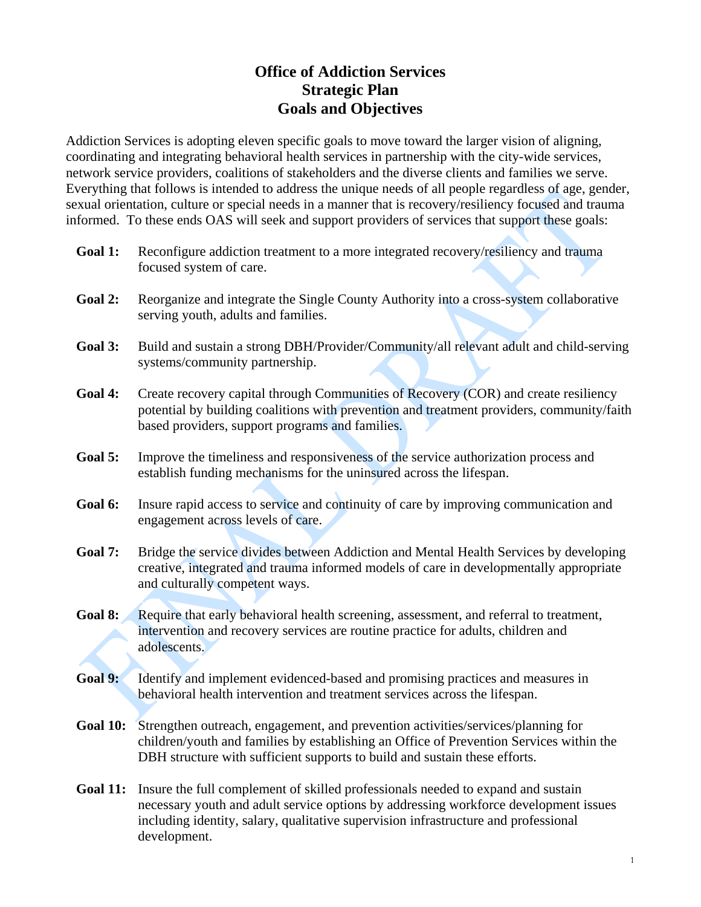# Office of Addiction Services
# Strategic Plan
# Goals and Objectives

Addiction Services is adopting eleven specific goals to move toward the larger vision of aligning, coordinating and integrating behavioral health services in partnership with the city-wide services, network service providers, coalitions of stakeholders and the diverse clients and families we serve. Everything that follows is intended to address the unique needs of all people regardless of age, gender, sexual orientation, culture or special needs in a manner that is recovery/resiliency focused and trauma informed. To these ends OAS will seek and support providers of services that support these goals:

**Goal 1:** Reconfigure addiction treatment to a more integrated recovery/resiliency and trauma focused system of care.

**Goal 2:** Reorganize and integrate the Single County Authority into a cross-system collaborative serving youth, adults and families.

**Goal 3:** Build and sustain a strong DBH/Provider/Community/all relevant adult and child-serving systems/community partnership.

**Goal 4:** Create recovery capital through Communities of Recovery (COR) and create resiliency potential by building coalitions with prevention and treatment providers, community/faith based providers, support programs and families.

**Goal 5:** Improve the timeliness and responsiveness of the service authorization process and establish funding mechanisms for the uninsured across the lifespan.

**Goal 6:** Insure rapid access to service and continuity of care by improving communication and engagement across levels of care.

**Goal 7:** Bridge the service divides between Addiction and Mental Health Services by developing creative, integrated and trauma informed models of care in developmentally appropriate and culturally competent ways.

**Goal 8:** Require that early behavioral health screening, assessment, and referral to treatment, intervention and recovery services are routine practice for adults, children and adolescents.

**Goal 9:** Identify and implement evidenced-based and promising practices and measures in behavioral health intervention and treatment services across the lifespan.

**Goal 10:** Strengthen outreach, engagement, and prevention activities/services/planning for children/youth and families by establishing an Office of Prevention Services within the DBH structure with sufficient supports to build and sustain these efforts.

**Goal 11:** Insure the full complement of skilled professionals needed to expand and sustain necessary youth and adult service options by addressing workforce development issues including identity, salary, qualitative supervision infrastructure and professional development.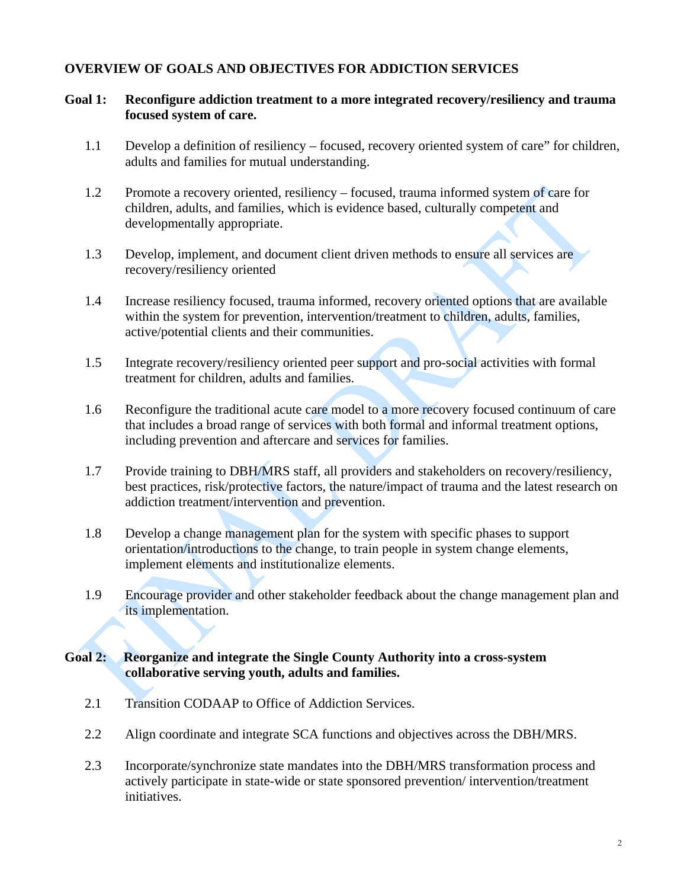**OVERVIEW OF GOALS AND OBJECTIVES FOR ADDICTION SERVICES**

**Goal 1: Reconfigure addiction treatment to a more integrated recovery/resiliency and trauma focused system of care.**

1.1 Develop a definition of resiliency – focused, recovery oriented system of care" for children, adults and families for mutual understanding.

1.2 Promote a recovery oriented, resiliency – focused, trauma informed system of care for children, adults, and families, which is evidence based, culturally competent and developmentally appropriate.

1.3 Develop, implement, and document client driven methods to ensure all services are recovery/resiliency oriented

1.4 Increase resiliency focused, trauma informed, recovery oriented options that are available within the system for prevention, intervention/treatment to children, adults, families, active/potential clients and their communities.

1.5 Integrate recovery/resiliency oriented peer support and pro-social activities with formal treatment for children, adults and families.

1.6 Reconfigure the traditional acute care model to a more recovery focused continuum of care that includes a broad range of services with both formal and informal treatment options, including prevention and aftercare and services for families.

1.7 Provide training to DBH/MRS staff, all providers and stakeholders on recovery/resiliency, best practices, risk/protective factors, the nature/impact of trauma and the latest research on addiction treatment/intervention and prevention.

1.8 Develop a change management plan for the system with specific phases to support orientation/introductions to the change, to train people in system change elements, implement elements and institutionalize elements.

1.9 Encourage provider and other stakeholder feedback about the change management plan and its implementation.

**Goal 2: Reorganize and integrate the Single County Authority into a cross-system collaborative serving youth, adults and families.**

2.1 Transition CODAAP to Office of Addiction Services.

2.2 Align coordinate and integrate SCA functions and objectives across the DBH/MRS.

2.3 Incorporate/synchronize state mandates into the DBH/MRS transformation process and actively participate in state-wide or state sponsored prevention/ intervention/treatment initiatives.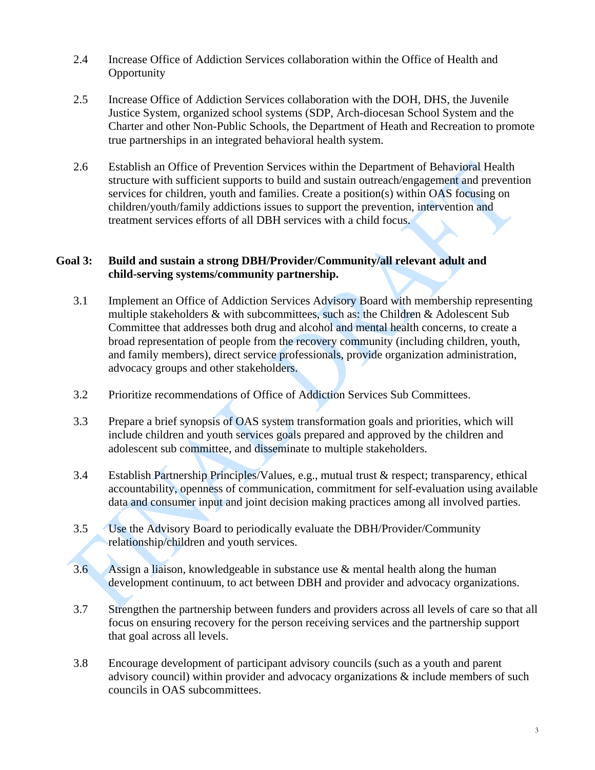2.4 Increase Office of Addiction Services collaboration within the Office of Health and Opportunity

2.5 Increase Office of Addiction Services collaboration with the DOH, DHS, the Juvenile Justice System, organized school systems (SDP, Arch-diocesan School System and the Charter and other Non-Public Schools, the Department of Heath and Recreation to promote true partnerships in an integrated behavioral health system.

2.6 Establish an Office of Prevention Services within the Department of Behavioral Health structure with sufficient supports to build and sustain outreach/engagement and prevention services for children, youth and families. Create a position(s) within OAS focusing on children/youth/family addictions issues to support the prevention, intervention and treatment services efforts of all DBH services with a child focus.

**Goal 3: Build and sustain a strong DBH/Provider/Community/all relevant adult and child-serving systems/community partnership.**

3.1 Implement an Office of Addiction Services Advisory Board with membership representing multiple stakeholders & with subcommittees, such as: the Children & Adolescent Sub Committee that addresses both drug and alcohol and mental health concerns, to create a broad representation of people from the recovery community (including children, youth, and family members), direct service professionals, provide organization administration, advocacy groups and other stakeholders.

3.2 Prioritize recommendations of Office of Addiction Services Sub Committees.

3.3 Prepare a brief synopsis of OAS system transformation goals and priorities, which will include children and youth services goals prepared and approved by the children and adolescent sub committee, and disseminate to multiple stakeholders.

3.4 Establish Partnership Principles/Values, e.g., mutual trust & respect; transparency, ethical accountability, openness of communication, commitment for self-evaluation using available data and consumer input and joint decision making practices among all involved parties.

3.5 Use the Advisory Board to periodically evaluate the DBH/Provider/Community relationship/children and youth services.

3.6 Assign a liaison, knowledgeable in substance use & mental health along the human development continuum, to act between DBH and provider and advocacy organizations.

3.7 Strengthen the partnership between funders and providers across all levels of care so that all focus on ensuring recovery for the person receiving services and the partnership support that goal across all levels.

3.8 Encourage development of participant advisory councils (such as a youth and parent advisory council) within provider and advocacy organizations & include members of such councils in OAS subcommittees.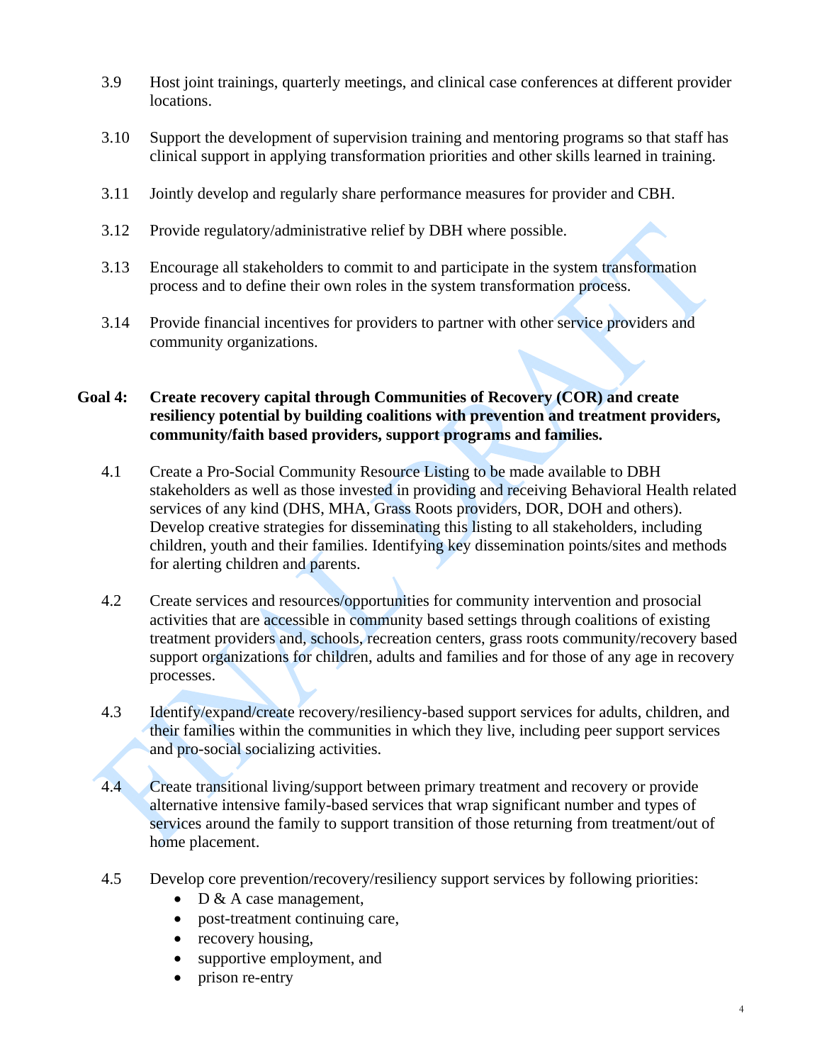3.9 Host joint trainings, quarterly meetings, and clinical case conferences at different provider locations.

3.10 Support the development of supervision training and mentoring programs so that staff has clinical support in applying transformation priorities and other skills learned in training.

3.11 Jointly develop and regularly share performance measures for provider and CBH.

3.12 Provide regulatory/administrative relief by DBH where possible.

3.13 Encourage all stakeholders to commit to and participate in the system transformation process and to define their own roles in the system transformation process.

3.14 Provide financial incentives for providers to partner with other service providers and community organizations.

**Goal 4: Create recovery capital through Communities of Recovery (COR) and create resiliency potential by building coalitions with prevention and treatment providers, community/faith based providers, support programs and families.**

4.1 Create a Pro-Social Community Resource Listing to be made available to DBH stakeholders as well as those invested in providing and receiving Behavioral Health related services of any kind (DHS, MHA, Grass Roots providers, DOR, DOH and others). Develop creative strategies for disseminating this listing to all stakeholders, including children, youth and their families. Identifying key dissemination points/sites and methods for alerting children and parents.

4.2 Create services and resources/opportunities for community intervention and prosocial activities that are accessible in community based settings through coalitions of existing treatment providers and, schools, recreation centers, grass roots community/recovery based support organizations for children, adults and families and for those of any age in recovery processes.

4.3 Identify/expand/create recovery/resiliency-based support services for adults, children, and their families within the communities in which they live, including peer support services and pro-social socializing activities.

4.4 Create transitional living/support between primary treatment and recovery or provide alternative intensive family-based services that wrap significant number and types of services around the family to support transition of those returning from treatment/out of home placement.

4.5 Develop core prevention/recovery/resiliency support services by following priorities:

- D & A case management,
- post-treatment continuing care,
- recovery housing,
- supportive employment, and
- prison re-entry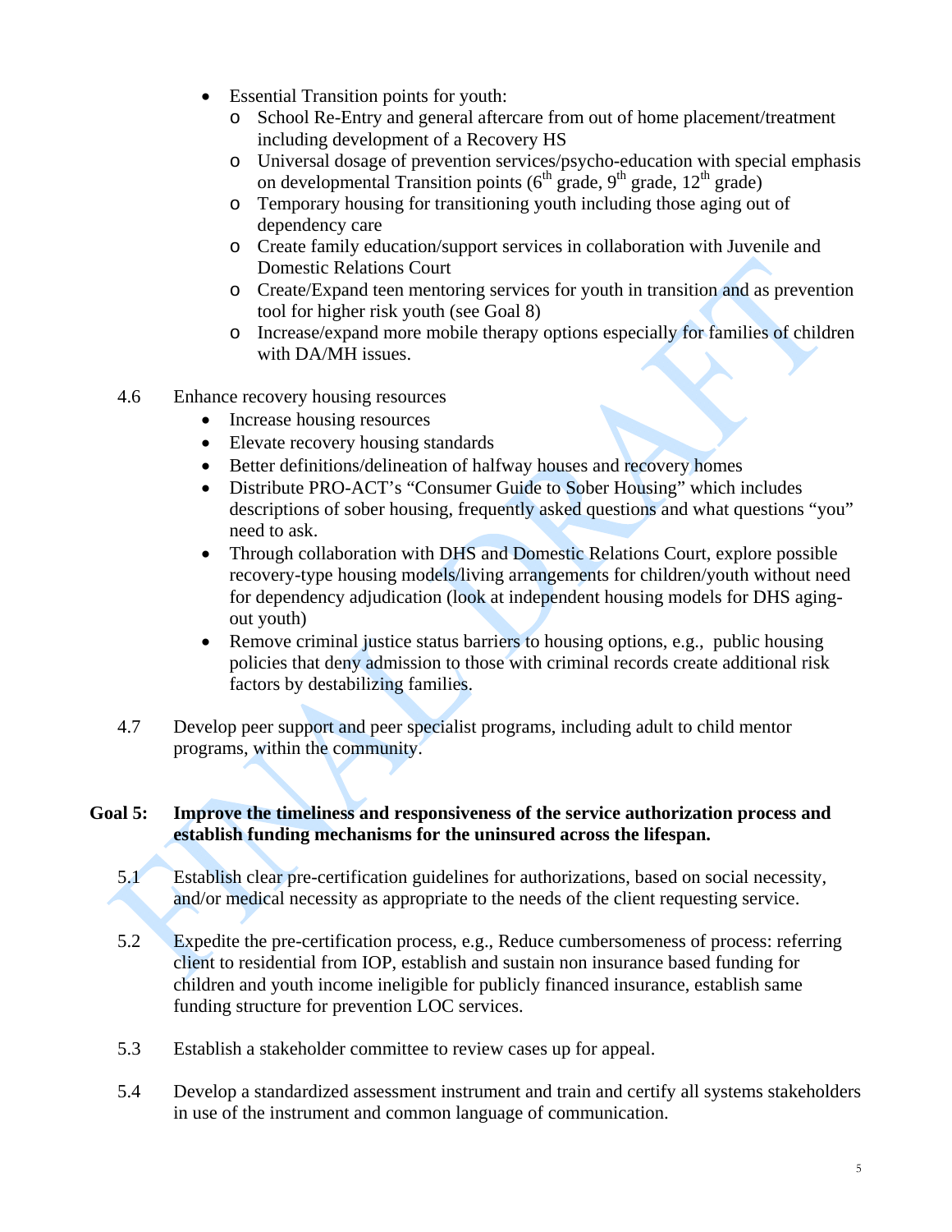- Essential Transition points for youth:
  - School Re-Entry and general aftercare from out of home placement/treatment including development of a Recovery HS
  - Universal dosage of prevention services/psycho-education with special emphasis on developmental Transition points (6th grade, 9th grade, 12th grade)
  - Temporary housing for transitioning youth including those aging out of dependency care
  - Create family education/support services in collaboration with Juvenile and Domestic Relations Court
  - Create/Expand teen mentoring services for youth in transition and as prevention tool for higher risk youth (see Goal 8)
  - Increase/expand more mobile therapy options especially for families of children with DA/MH issues.

4.6 Enhance recovery housing resources

- Increase housing resources
- Elevate recovery housing standards
- Better definitions/delineation of halfway houses and recovery homes
- Distribute PRO-ACT's "Consumer Guide to Sober Housing" which includes descriptions of sober housing, frequently asked questions and what questions "you" need to ask.
- Through collaboration with DHS and Domestic Relations Court, explore possible recovery-type housing models/living arrangements for children/youth without need for dependency adjudication (look at independent housing models for DHS aging-out youth)
- Remove criminal justice status barriers to housing options, e.g., public housing policies that deny admission to those with criminal records create additional risk factors by destabilizing families.

4.7 Develop peer support and peer specialist programs, including adult to child mentor programs, within the community.

**Goal 5: Improve the timeliness and responsiveness of the service authorization process and establish funding mechanisms for the uninsured across the lifespan.**

5.1 Establish clear pre-certification guidelines for authorizations, based on social necessity, and/or medical necessity as appropriate to the needs of the client requesting service.

5.2 Expedite the pre-certification process, e.g., Reduce cumbersomeness of process: referring client to residential from IOP, establish and sustain non insurance based funding for children and youth income ineligible for publicly financed insurance, establish same funding structure for prevention LOC services.

5.3 Establish a stakeholder committee to review cases up for appeal.

5.4 Develop a standardized assessment instrument and train and certify all systems stakeholders in use of the instrument and common language of communication.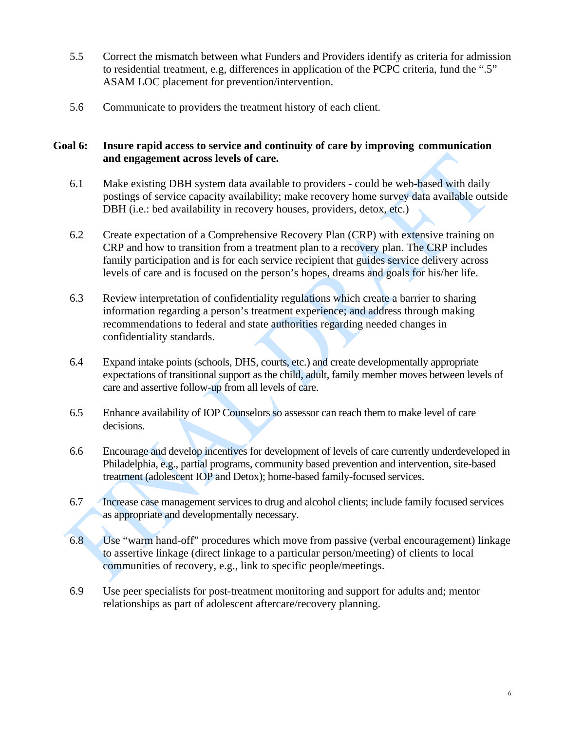5.5 Correct the mismatch between what Funders and Providers identify as criteria for admission to residential treatment, e.g, differences in application of the PCPC criteria, fund the ".5" ASAM LOC placement for prevention/intervention.

5.6 Communicate to providers the treatment history of each client.

**Goal 6: Insure rapid access to service and continuity of care by improving communication and engagement across levels of care.**

6.1 Make existing DBH system data available to providers - could be web-based with daily postings of service capacity availability; make recovery home survey data available outside DBH (i.e.: bed availability in recovery houses, providers, detox, etc.)

6.2 Create expectation of a Comprehensive Recovery Plan (CRP) with extensive training on CRP and how to transition from a treatment plan to a recovery plan. The CRP includes family participation and is for each service recipient that guides service delivery across levels of care and is focused on the person's hopes, dreams and goals for his/her life.

6.3 Review interpretation of confidentiality regulations which create a barrier to sharing information regarding a person's treatment experience; and address through making recommendations to federal and state authorities regarding needed changes in confidentiality standards.

6.4 Expand intake points (schools, DHS, courts, etc.) and create developmentally appropriate expectations of transitional support as the child, adult, family member moves between levels of care and assertive follow-up from all levels of care.

6.5 Enhance availability of IOP Counselors so assessor can reach them to make level of care decisions.

6.6 Encourage and develop incentives for development of levels of care currently underdeveloped in Philadelphia, e.g., partial programs, community based prevention and intervention, site-based treatment (adolescent IOP and Detox); home-based family-focused services.

6.7 Increase case management services to drug and alcohol clients; include family focused services as appropriate and developmentally necessary.

6.8 Use "warm hand-off" procedures which move from passive (verbal encouragement) linkage to assertive linkage (direct linkage to a particular person/meeting) of clients to local communities of recovery, e.g., link to specific people/meetings.

6.9 Use peer specialists for post-treatment monitoring and support for adults and; mentor relationships as part of adolescent aftercare/recovery planning.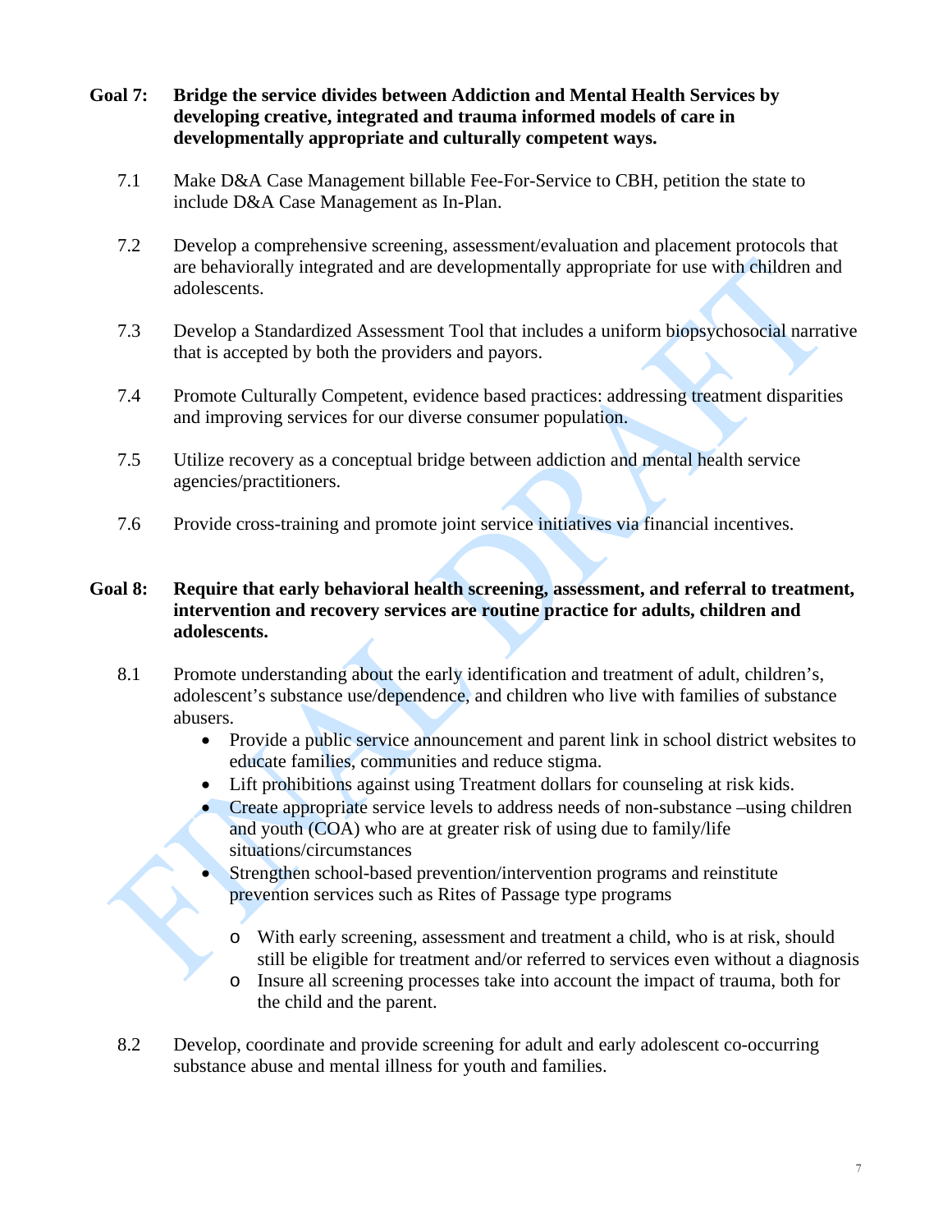**Goal 7: Bridge the service divides between Addiction and Mental Health Services by developing creative, integrated and trauma informed models of care in developmentally appropriate and culturally competent ways.**

7.1 Make D&A Case Management billable Fee-For-Service to CBH, petition the state to include D&A Case Management as In-Plan.

7.2 Develop a comprehensive screening, assessment/evaluation and placement protocols that are behaviorally integrated and are developmentally appropriate for use with children and adolescents.

7.3 Develop a Standardized Assessment Tool that includes a uniform biopsychosocial narrative that is accepted by both the providers and payors.

7.4 Promote Culturally Competent, evidence based practices: addressing treatment disparities and improving services for our diverse consumer population.

7.5 Utilize recovery as a conceptual bridge between addiction and mental health service agencies/practitioners.

7.6 Provide cross-training and promote joint service initiatives via financial incentives.

**Goal 8: Require that early behavioral health screening, assessment, and referral to treatment, intervention and recovery services are routine practice for adults, children and adolescents.**

8.1 Promote understanding about the early identification and treatment of adult, children's, adolescent's substance use/dependence, and children who live with families of substance abusers.

- Provide a public service announcement and parent link in school district websites to educate families, communities and reduce stigma.
- Lift prohibitions against using Treatment dollars for counseling at risk kids.
- Create appropriate service levels to address needs of non-substance –using children and youth (COA) who are at greater risk of using due to family/life situations/circumstances
- Strengthen school-based prevention/intervention programs and reinstitute prevention services such as Rites of Passage type programs
  - With early screening, assessment and treatment a child, who is at risk, should still be eligible for treatment and/or referred to services even without a diagnosis
  - Insure all screening processes take into account the impact of trauma, both for the child and the parent.

8.2 Develop, coordinate and provide screening for adult and early adolescent co-occurring substance abuse and mental illness for youth and families.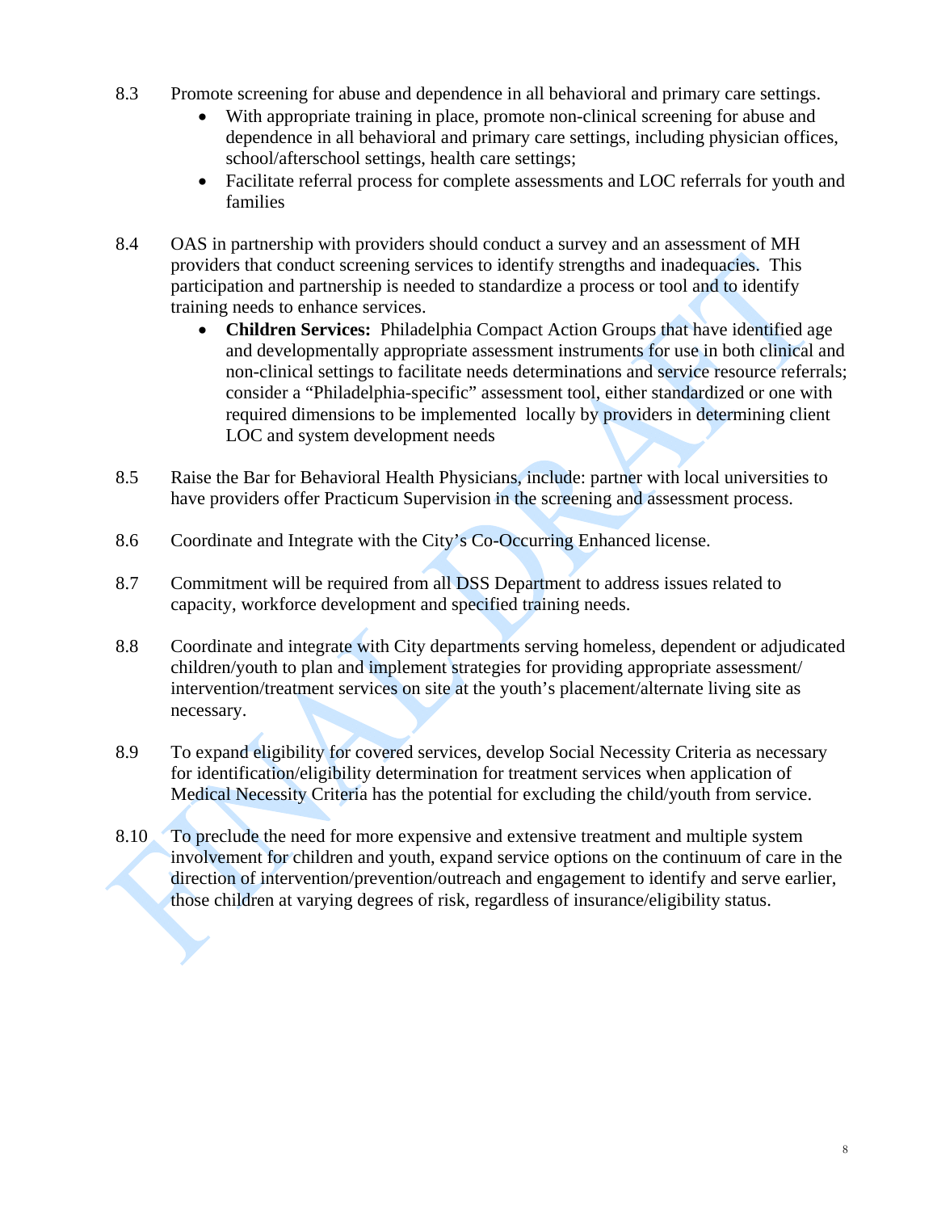8.3 Promote screening for abuse and dependence in all behavioral and primary care settings.

- With appropriate training in place, promote non-clinical screening for abuse and dependence in all behavioral and primary care settings, including physician offices, school/afterschool settings, health care settings;
- Facilitate referral process for complete assessments and LOC referrals for youth and families

8.4 OAS in partnership with providers should conduct a survey and an assessment of MH providers that conduct screening services to identify strengths and inadequacies. This participation and partnership is needed to standardize a process or tool and to identify training needs to enhance services.

- **Children Services:** Philadelphia Compact Action Groups that have identified age and developmentally appropriate assessment instruments for use in both clinical and non-clinical settings to facilitate needs determinations and service resource referrals; consider a "Philadelphia-specific" assessment tool, either standardized or one with required dimensions to be implemented locally by providers in determining client LOC and system development needs

8.5 Raise the Bar for Behavioral Health Physicians, include: partner with local universities to have providers offer Practicum Supervision in the screening and assessment process.

8.6 Coordinate and Integrate with the City's Co-Occurring Enhanced license.

8.7 Commitment will be required from all DSS Department to address issues related to capacity, workforce development and specified training needs.

8.8 Coordinate and integrate with City departments serving homeless, dependent or adjudicated children/youth to plan and implement strategies for providing appropriate assessment/ intervention/treatment services on site at the youth's placement/alternate living site as necessary.

8.9 To expand eligibility for covered services, develop Social Necessity Criteria as necessary for identification/eligibility determination for treatment services when application of Medical Necessity Criteria has the potential for excluding the child/youth from service.

8.10 To preclude the need for more expensive and extensive treatment and multiple system involvement for children and youth, expand service options on the continuum of care in the direction of intervention/prevention/outreach and engagement to identify and serve earlier, those children at varying degrees of risk, regardless of insurance/eligibility status.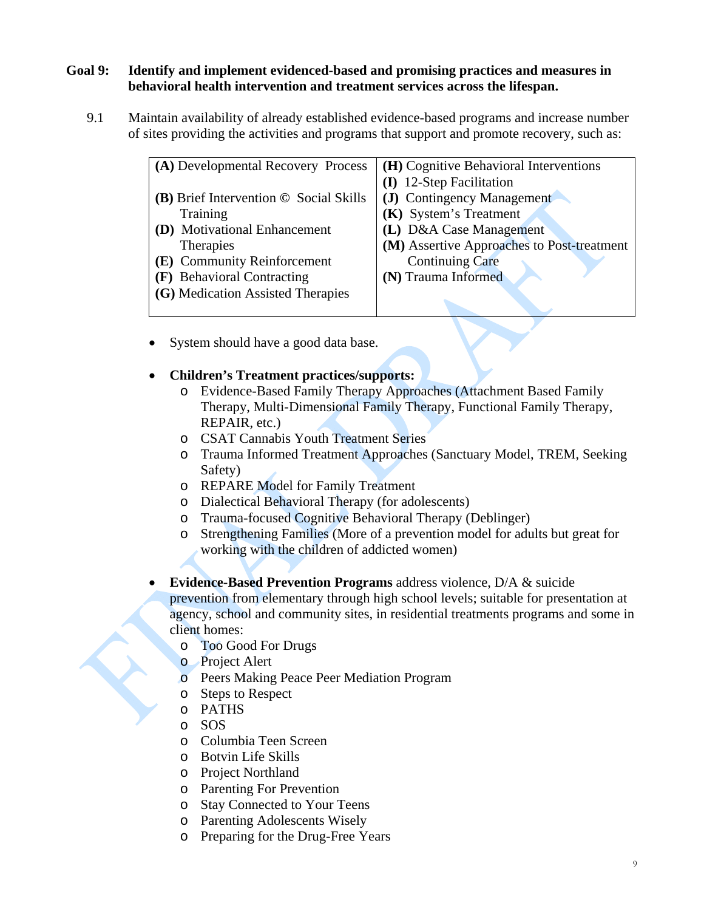**Goal 9: Identify and implement evidenced-based and promising practices and measures in behavioral health intervention and treatment services across the lifespan.**

9.1 Maintain availability of already established evidence-based programs and increase number of sites providing the activities and programs that support and promote recovery, such as:

| | |
|---|---|
| **(A)** Developmental Recovery Process<br><br>**(B)** Brief Intervention © Social Skills Training<br>**(D)** Motivational Enhancement Therapies<br>**(E)** Community Reinforcement<br>**(F)** Behavioral Contracting<br>**(G)** Medication Assisted Therapies | **(H)** Cognitive Behavioral Interventions<br>**(I)** 12-Step Facilitation<br>**(J)** Contingency Management<br>**(K)** System's Treatment<br>**(L)** D&A Case Management<br>**(M)** Assertive Approaches to Post-treatment Continuing Care<br>**(N)** Trauma Informed |

- System should have a good data base.

- **Children's Treatment practices/supports:**
  - Evidence-Based Family Therapy Approaches (Attachment Based Family Therapy, Multi-Dimensional Family Therapy, Functional Family Therapy, REPAIR, etc.)
  - CSAT Cannabis Youth Treatment Series
  - Trauma Informed Treatment Approaches (Sanctuary Model, TREM, Seeking Safety)
  - REPARE Model for Family Treatment
  - Dialectical Behavioral Therapy (for adolescents)
  - Trauma-focused Cognitive Behavioral Therapy (Deblinger)
  - Strengthening Families (More of a prevention model for adults but great for working with the children of addicted women)

- **Evidence-Based Prevention Programs** address violence, D/A & suicide prevention from elementary through high school levels; suitable for presentation at agency, school and community sites, in residential treatments programs and some in client homes:
  - Too Good For Drugs
  - Project Alert
  - Peers Making Peace Peer Mediation Program
  - Steps to Respect
  - PATHS
  - SOS
  - Columbia Teen Screen
  - Botvin Life Skills
  - Project Northland
  - Parenting For Prevention
  - Stay Connected to Your Teens
  - Parenting Adolescents Wisely
  - Preparing for the Drug-Free Years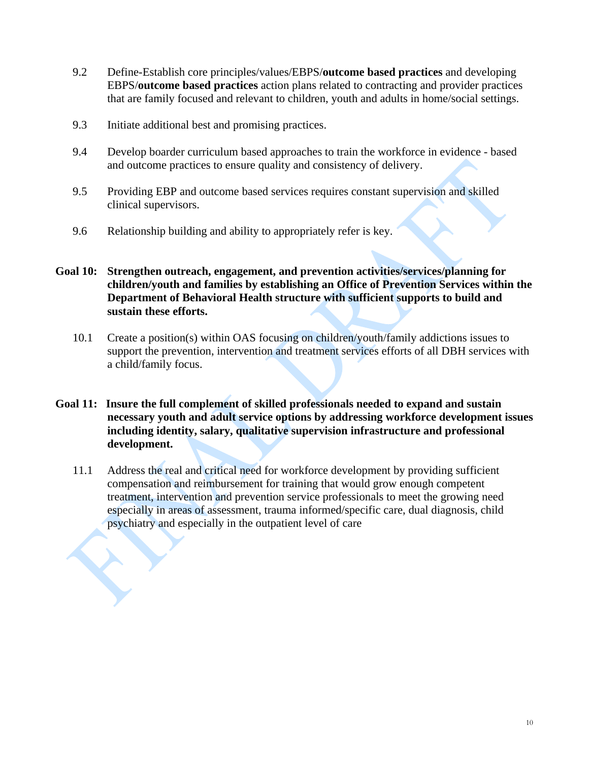9.2 Define-Establish core principles/values/EBPS/**outcome based practices** and developing EBPS/**outcome based practices** action plans related to contracting and provider practices that are family focused and relevant to children, youth and adults in home/social settings.

9.3 Initiate additional best and promising practices.

9.4 Develop boarder curriculum based approaches to train the workforce in evidence - based and outcome practices to ensure quality and consistency of delivery.

9.5 Providing EBP and outcome based services requires constant supervision and skilled clinical supervisors.

9.6 Relationship building and ability to appropriately refer is key.

**Goal 10: Strengthen outreach, engagement, and prevention activities/services/planning for children/youth and families by establishing an Office of Prevention Services within the Department of Behavioral Health structure with sufficient supports to build and sustain these efforts.**

10.1 Create a position(s) within OAS focusing on children/youth/family addictions issues to support the prevention, intervention and treatment services efforts of all DBH services with a child/family focus.

**Goal 11: Insure the full complement of skilled professionals needed to expand and sustain necessary youth and adult service options by addressing workforce development issues including identity, salary, qualitative supervision infrastructure and professional development.**

11.1 Address the real and critical need for workforce development by providing sufficient compensation and reimbursement for training that would grow enough competent treatment, intervention and prevention service professionals to meet the growing need especially in areas of assessment, trauma informed/specific care, dual diagnosis, child psychiatry and especially in the outpatient level of care